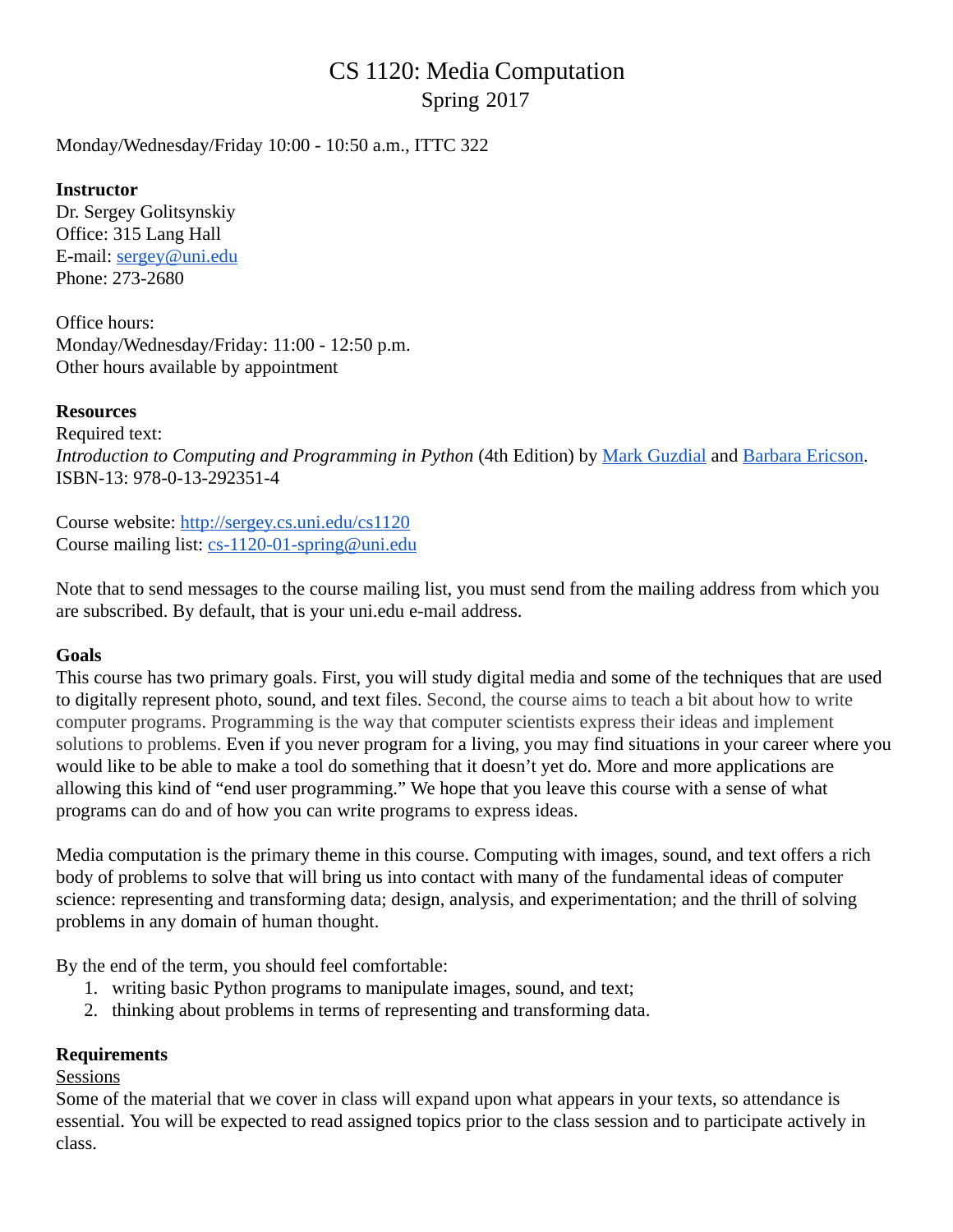# CS 1120: Media Computation
## Spring 2017

Monday/Wednesday/Friday 10:00 - 10:50 a.m., ITTC 322

**Instructor**
Dr. Sergey Golitsynskiy
Office: 315 Lang Hall
E-mail: sergey@uni.edu
Phone: 273-2680

Office hours:
Monday/Wednesday/Friday: 11:00 - 12:50 p.m.
Other hours available by appointment

**Resources**
Required text:
*Introduction to Computing and Programming in Python* (4th Edition) by Mark Guzdial and Barbara Ericson.
ISBN-13: 978-0-13-292351-4

Course website: http://sergey.cs.uni.edu/cs1120
Course mailing list: cs-1120-01-spring@uni.edu

Note that to send messages to the course mailing list, you must send from the mailing address from which you are subscribed. By default, that is your uni.edu e-mail address.

**Goals**
This course has two primary goals. First, you will study digital media and some of the techniques that are used to digitally represent photo, sound, and text files. Second, the course aims to teach a bit about how to write computer programs. Programming is the way that computer scientists express their ideas and implement solutions to problems. Even if you never program for a living, you may find situations in your career where you would like to be able to make a tool do something that it doesn't yet do. More and more applications are allowing this kind of "end user programming." We hope that you leave this course with a sense of what programs can do and of how you can write programs to express ideas.

Media computation is the primary theme in this course. Computing with images, sound, and text offers a rich body of problems to solve that will bring us into contact with many of the fundamental ideas of computer science: representing and transforming data; design, analysis, and experimentation; and the thrill of solving problems in any domain of human thought.

By the end of the term, you should feel comfortable:

1. writing basic Python programs to manipulate images, sound, and text;
2. thinking about problems in terms of representing and transforming data.

**Requirements**
Sessions
Some of the material that we cover in class will expand upon what appears in your texts, so attendance is essential. You will be expected to read assigned topics prior to the class session and to participate actively in class.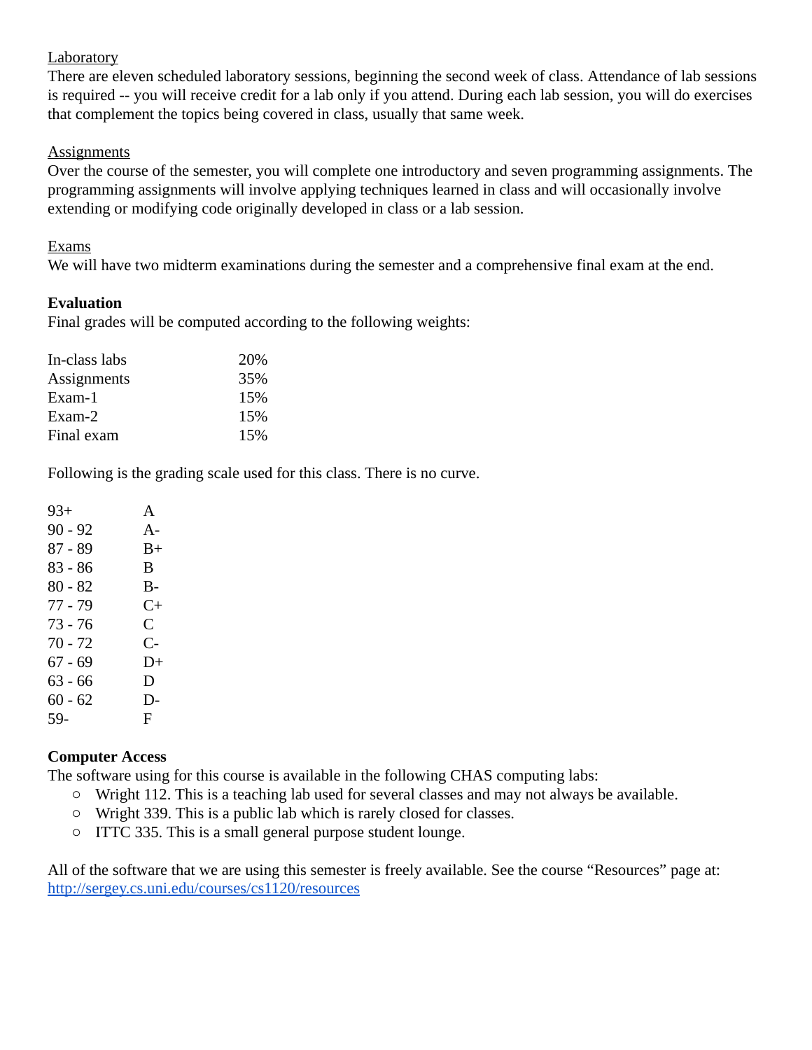Laboratory

There are eleven scheduled laboratory sessions, beginning the second week of class. Attendance of lab sessions is required -- you will receive credit for a lab only if you attend. During each lab session, you will do exercises that complement the topics being covered in class, usually that same week.

Assignments

Over the course of the semester, you will complete one introductory and seven programming assignments. The programming assignments will involve applying techniques learned in class and will occasionally involve extending or modifying code originally developed in class or a lab session.

Exams

We will have two midterm examinations during the semester and a comprehensive final exam at the end.

**Evaluation**

Final grades will be computed according to the following weights:

| | |
|---|---|
| In-class labs | 20% |
| Assignments | 35% |
| Exam-1 | 15% |
| Exam-2 | 15% |
| Final exam | 15% |

Following is the grading scale used for this class. There is no curve.

| | |
|---|---|
| 93+ | A |
| 90 - 92 | A- |
| 87 - 89 | B+ |
| 83 - 86 | B |
| 80 - 82 | B- |
| 77 - 79 | C+ |
| 73 - 76 | C |
| 70 - 72 | C- |
| 67 - 69 | D+ |
| 63 - 66 | D |
| 60 - 62 | D- |
| 59- | F |

**Computer Access**

The software using for this course is available in the following CHAS computing labs:

- Wright 112. This is a teaching lab used for several classes and may not always be available.
- Wright 339. This is a public lab which is rarely closed for classes.
- ITTC 335. This is a small general purpose student lounge.

All of the software that we are using this semester is freely available. See the course "Resources" page at: http://sergey.cs.uni.edu/courses/cs1120/resources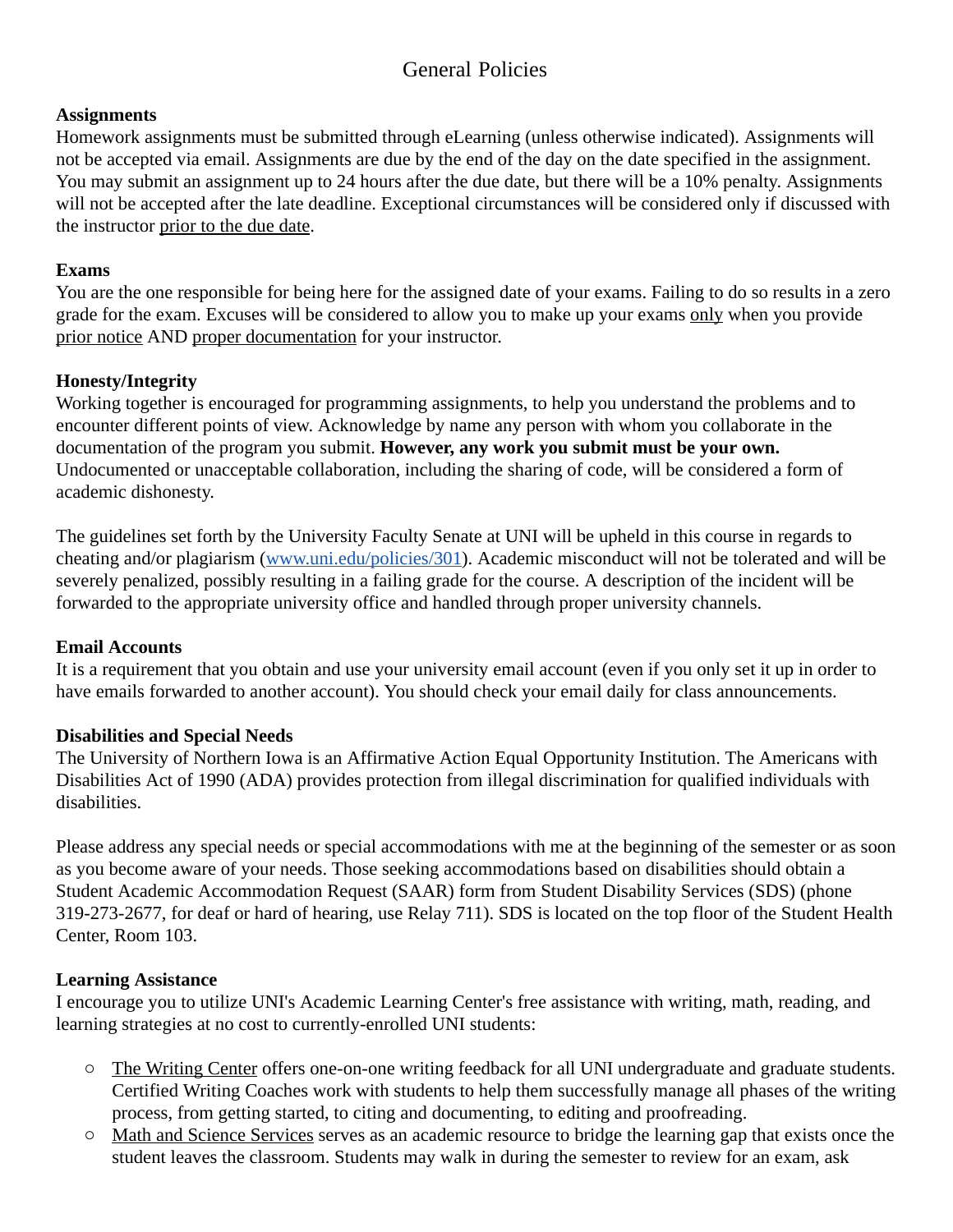# General Policies

**Assignments**

Homework assignments must be submitted through eLearning (unless otherwise indicated). Assignments will not be accepted via email. Assignments are due by the end of the day on the date specified in the assignment. You may submit an assignment up to 24 hours after the due date, but there will be a 10% penalty. Assignments will not be accepted after the late deadline. Exceptional circumstances will be considered only if discussed with the instructor <u>prior to the due date</u>.

**Exams**

You are the one responsible for being here for the assigned date of your exams. Failing to do so results in a zero grade for the exam. Excuses will be considered to allow you to make up your exams <u>only</u> when you provide <u>prior notice</u> AND <u>proper documentation</u> for your instructor.

**Honesty/Integrity**

Working together is encouraged for programming assignments, to help you understand the problems and to encounter different points of view. Acknowledge by name any person with whom you collaborate in the documentation of the program you submit. **However, any work you submit must be your own.** Undocumented or unacceptable collaboration, including the sharing of code, will be considered a form of academic dishonesty.

The guidelines set forth by the University Faculty Senate at UNI will be upheld in this course in regards to cheating and/or plagiarism ([www.uni.edu/policies/301](www.uni.edu/policies/301)). Academic misconduct will not be tolerated and will be severely penalized, possibly resulting in a failing grade for the course. A description of the incident will be forwarded to the appropriate university office and handled through proper university channels.

**Email Accounts**

It is a requirement that you obtain and use your university email account (even if you only set it up in order to have emails forwarded to another account). You should check your email daily for class announcements.

**Disabilities and Special Needs**

The University of Northern Iowa is an Affirmative Action Equal Opportunity Institution. The Americans with Disabilities Act of 1990 (ADA) provides protection from illegal discrimination for qualified individuals with disabilities.

Please address any special needs or special accommodations with me at the beginning of the semester or as soon as you become aware of your needs. Those seeking accommodations based on disabilities should obtain a Student Academic Accommodation Request (SAAR) form from Student Disability Services (SDS) (phone 319-273-2677, for deaf or hard of hearing, use Relay 711). SDS is located on the top floor of the Student Health Center, Room 103.

**Learning Assistance**

I encourage you to utilize UNI's Academic Learning Center's free assistance with writing, math, reading, and learning strategies at no cost to currently-enrolled UNI students:

- <u>The Writing Center</u> offers one-on-one writing feedback for all UNI undergraduate and graduate students. Certified Writing Coaches work with students to help them successfully manage all phases of the writing process, from getting started, to citing and documenting, to editing and proofreading.
- <u>Math and Science Services</u> serves as an academic resource to bridge the learning gap that exists once the student leaves the classroom. Students may walk in during the semester to review for an exam, ask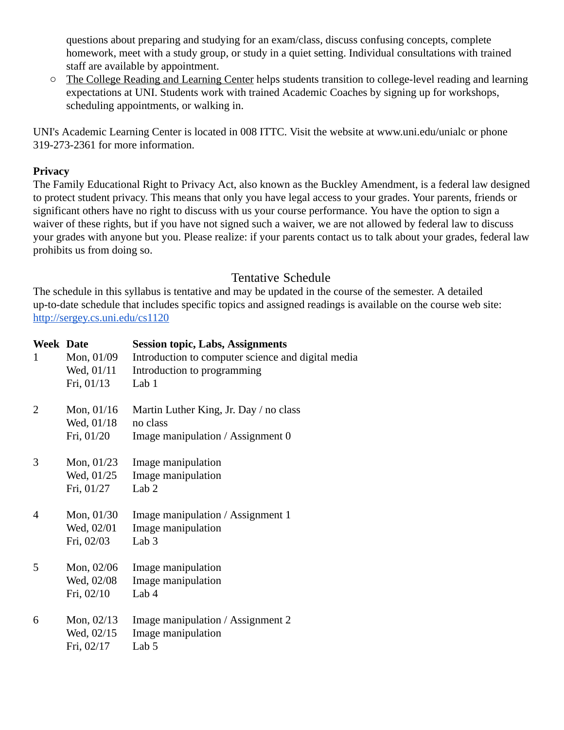questions about preparing and studying for an exam/class, discuss confusing concepts, complete homework, meet with a study group, or study in a quiet setting. Individual consultations with trained staff are available by appointment.

- The College Reading and Learning Center helps students transition to college-level reading and learning expectations at UNI. Students work with trained Academic Coaches by signing up for workshops, scheduling appointments, or walking in.

UNI's Academic Learning Center is located in 008 ITTC. Visit the website at www.uni.edu/unialc or phone 319-273-2361 for more information.

**Privacy**

The Family Educational Right to Privacy Act, also known as the Buckley Amendment, is a federal law designed to protect student privacy. This means that only you have legal access to your grades. Your parents, friends or significant others have no right to discuss with us your course performance. You have the option to sign a waiver of these rights, but if you have not signed such a waiver, we are not allowed by federal law to discuss your grades with anyone but you. Please realize: if your parents contact us to talk about your grades, federal law prohibits us from doing so.

## Tentative Schedule

The schedule in this syllabus is tentative and may be updated in the course of the semester. A detailed up-to-date schedule that includes specific topics and assigned readings is available on the course web site: [http://sergey.cs.uni.edu/cs1120](http://sergey.cs.uni.edu/cs1120)

| Week | Date | Session topic, Labs, Assignments |
|---|---|---|
| 1 | Mon, 01/09 | Introduction to computer science and digital media |
| | Wed, 01/11 | Introduction to programming |
| | Fri, 01/13 | Lab 1 |
| 2 | Mon, 01/16 | Martin Luther King, Jr. Day / no class |
| | Wed, 01/18 | no class |
| | Fri, 01/20 | Image manipulation / Assignment 0 |
| 3 | Mon, 01/23 | Image manipulation |
| | Wed, 01/25 | Image manipulation |
| | Fri, 01/27 | Lab 2 |
| 4 | Mon, 01/30 | Image manipulation / Assignment 1 |
| | Wed, 02/01 | Image manipulation |
| | Fri, 02/03 | Lab 3 |
| 5 | Mon, 02/06 | Image manipulation |
| | Wed, 02/08 | Image manipulation |
| | Fri, 02/10 | Lab 4 |
| 6 | Mon, 02/13 | Image manipulation / Assignment 2 |
| | Wed, 02/15 | Image manipulation |
| | Fri, 02/17 | Lab 5 |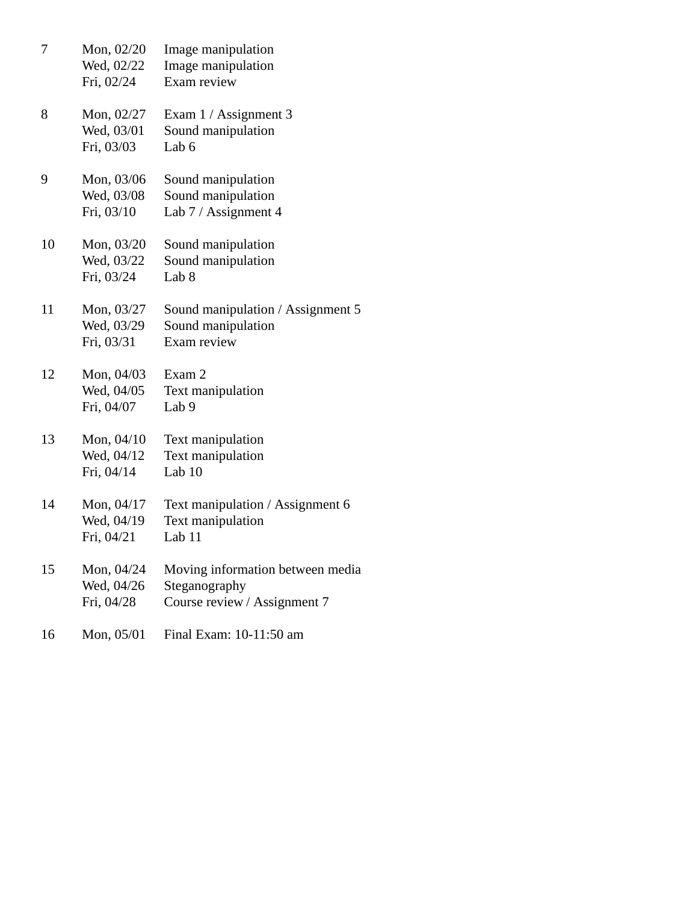| | | |
|---|---|---|
| 7 | Mon, 02/20 | Image manipulation |
| | Wed, 02/22 | Image manipulation |
| | Fri, 02/24 | Exam review |
| 8 | Mon, 02/27 | Exam 1 / Assignment 3 |
| | Wed, 03/01 | Sound manipulation |
| | Fri, 03/03 | Lab 6 |
| 9 | Mon, 03/06 | Sound manipulation |
| | Wed, 03/08 | Sound manipulation |
| | Fri, 03/10 | Lab 7 / Assignment 4 |
| 10 | Mon, 03/20 | Sound manipulation |
| | Wed, 03/22 | Sound manipulation |
| | Fri, 03/24 | Lab 8 |
| 11 | Mon, 03/27 | Sound manipulation / Assignment 5 |
| | Wed, 03/29 | Sound manipulation |
| | Fri, 03/31 | Exam review |
| 12 | Mon, 04/03 | Exam 2 |
| | Wed, 04/05 | Text manipulation |
| | Fri, 04/07 | Lab 9 |
| 13 | Mon, 04/10 | Text manipulation |
| | Wed, 04/12 | Text manipulation |
| | Fri, 04/14 | Lab 10 |
| 14 | Mon, 04/17 | Text manipulation / Assignment 6 |
| | Wed, 04/19 | Text manipulation |
| | Fri, 04/21 | Lab 11 |
| 15 | Mon, 04/24 | Moving information between media |
| | Wed, 04/26 | Steganography |
| | Fri, 04/28 | Course review / Assignment 7 |
| 16 | Mon, 05/01 | Final Exam: 10-11:50 am |